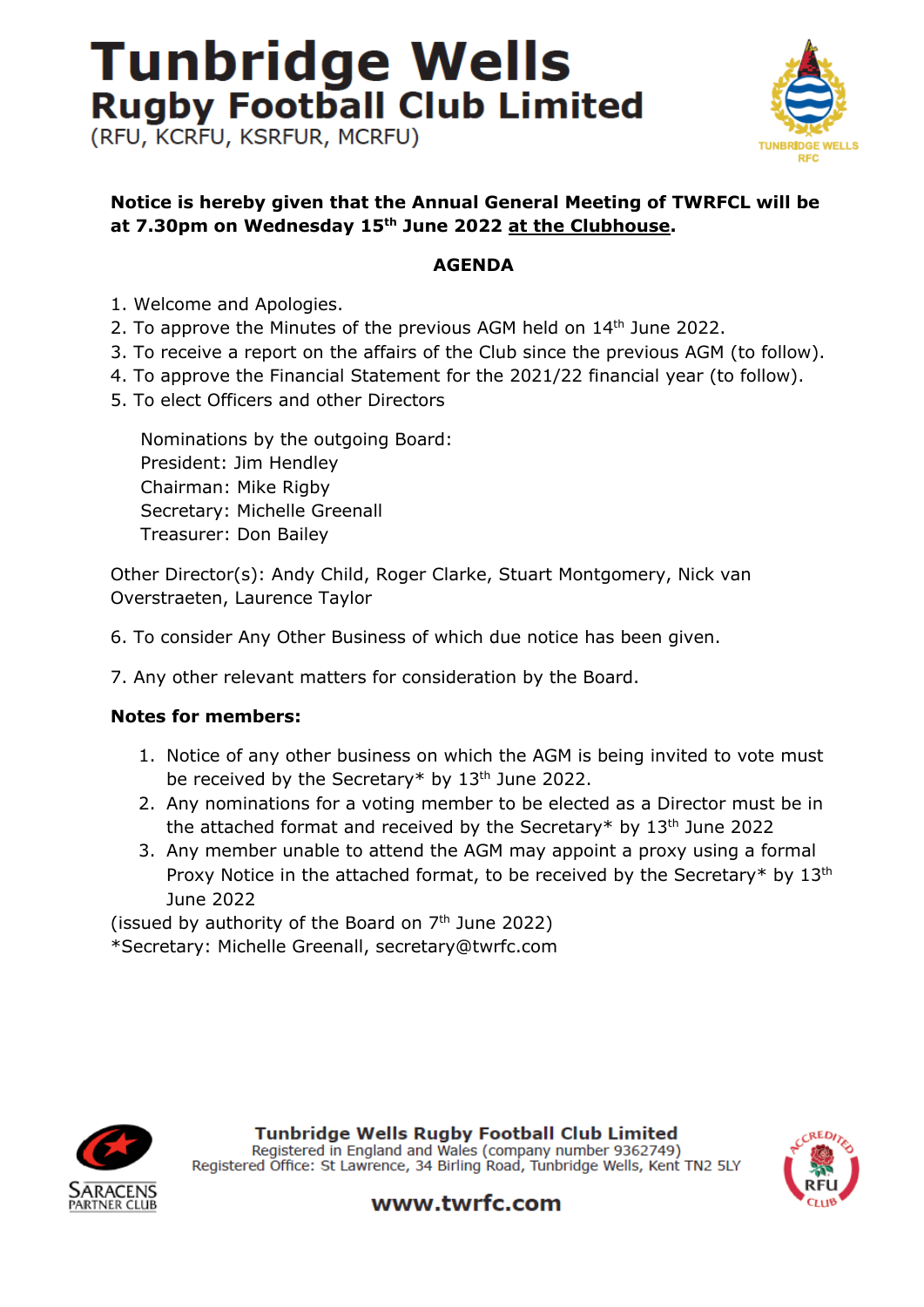# Tunbridge Wells
## Rugby Football Club Limited
(RFU, KCRFU, KSRFUR, MCRFU)

TUNBRIDGE WELLS RFC

**Notice is hereby given that the Annual General Meeting of TWRFCL will be at 7.30pm on Wednesday 15th June 2022 at the Clubhouse.**

**AGENDA**

1. Welcome and Apologies.
2. To approve the Minutes of the previous AGM held on 14th June 2022.
3. To receive a report on the affairs of the Club since the previous AGM (to follow).
4. To approve the Financial Statement for the 2021/22 financial year (to follow).
5. To elect Officers and other Directors

   Nominations by the outgoing Board:
   President: Jim Hendley
   Chairman: Mike Rigby
   Secretary: Michelle Greenall
   Treasurer: Don Bailey

Other Director(s): Andy Child, Roger Clarke, Stuart Montgomery, Nick van Overstraeten, Laurence Taylor

6. To consider Any Other Business of which due notice has been given.

7. Any other relevant matters for consideration by the Board.

**Notes for members:**

1. Notice of any other business on which the AGM is being invited to vote must be received by the Secretary* by 13th June 2022.
2. Any nominations for a voting member to be elected as a Director must be in the attached format and received by the Secretary* by 13th June 2022
3. Any member unable to attend the AGM may appoint a proxy using a formal Proxy Notice in the attached format, to be received by the Secretary* by 13th June 2022

(issued by authority of the Board on 7th June 2022)
*Secretary: Michelle Greenall, secretary@twrfc.com

SARACENS PARTNER CLUB

**Tunbridge Wells Rugby Football Club Limited**
Registered in England and Wales (company number 9362749)
Registered Office: St Lawrence, 34 Birling Road, Tunbridge Wells, Kent TN2 5LY

**www.twrfc.com**

ACCREDITED RFU CLUB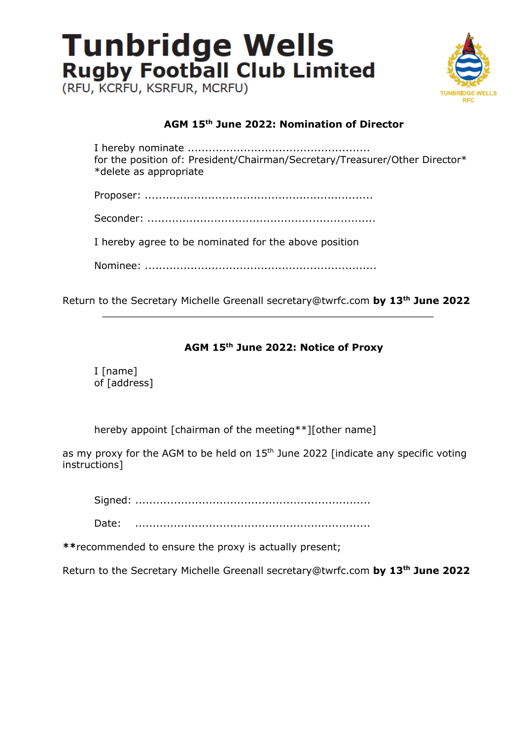# Tunbridge Wells
## Rugby Football Club Limited
(RFU, KCRFU, KSRFUR, MCRFU)

TUNBRIDGE WELLS RFC

### AGM 15th June 2022: Nomination of Director

I hereby nominate ...................................................
for the position of: President/Chairman/Secretary/Treasurer/Other Director*
*delete as appropriate

Proposer: ...............................................................

Seconder: ...............................................................

I hereby agree to be nominated for the above position

Nominee: ...............................................................

Return to the Secretary Michelle Greenall secretary@twrfc.com **by 13th June 2022**

---

### AGM 15th June 2022: Notice of Proxy

I [name]
of [address]

hereby appoint [chairman of the meeting**][other name]

as my proxy for the AGM to be held on 15th June 2022 [indicate any specific voting instructions]

Signed: ...............................................................

Date: ...............................................................

****recommended to ensure the proxy is actually present;

Return to the Secretary Michelle Greenall secretary@twrfc.com **by 13th June 2022**